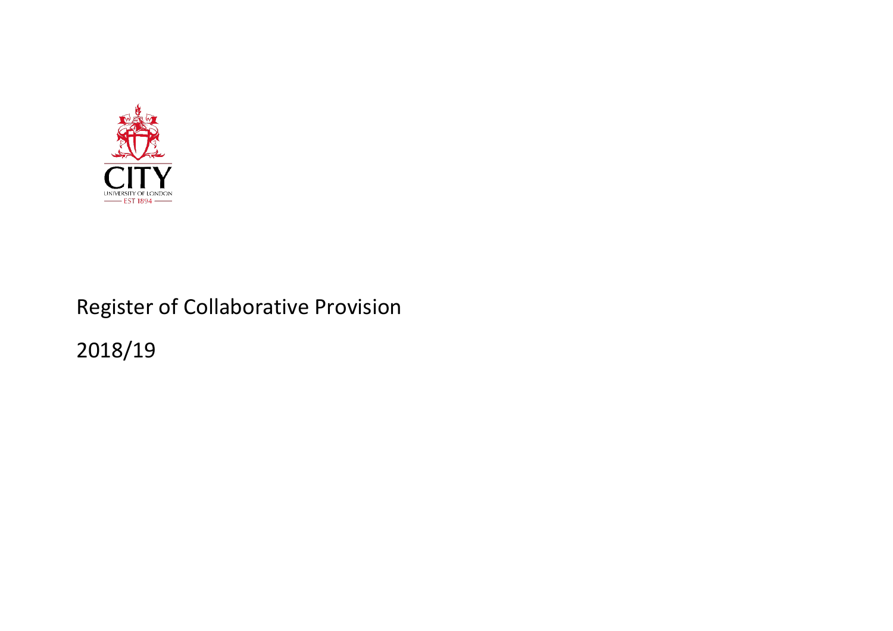CITY

UNIVERSITY OF LONDON

EST 1894

# Register of Collaborative Provision

2018/19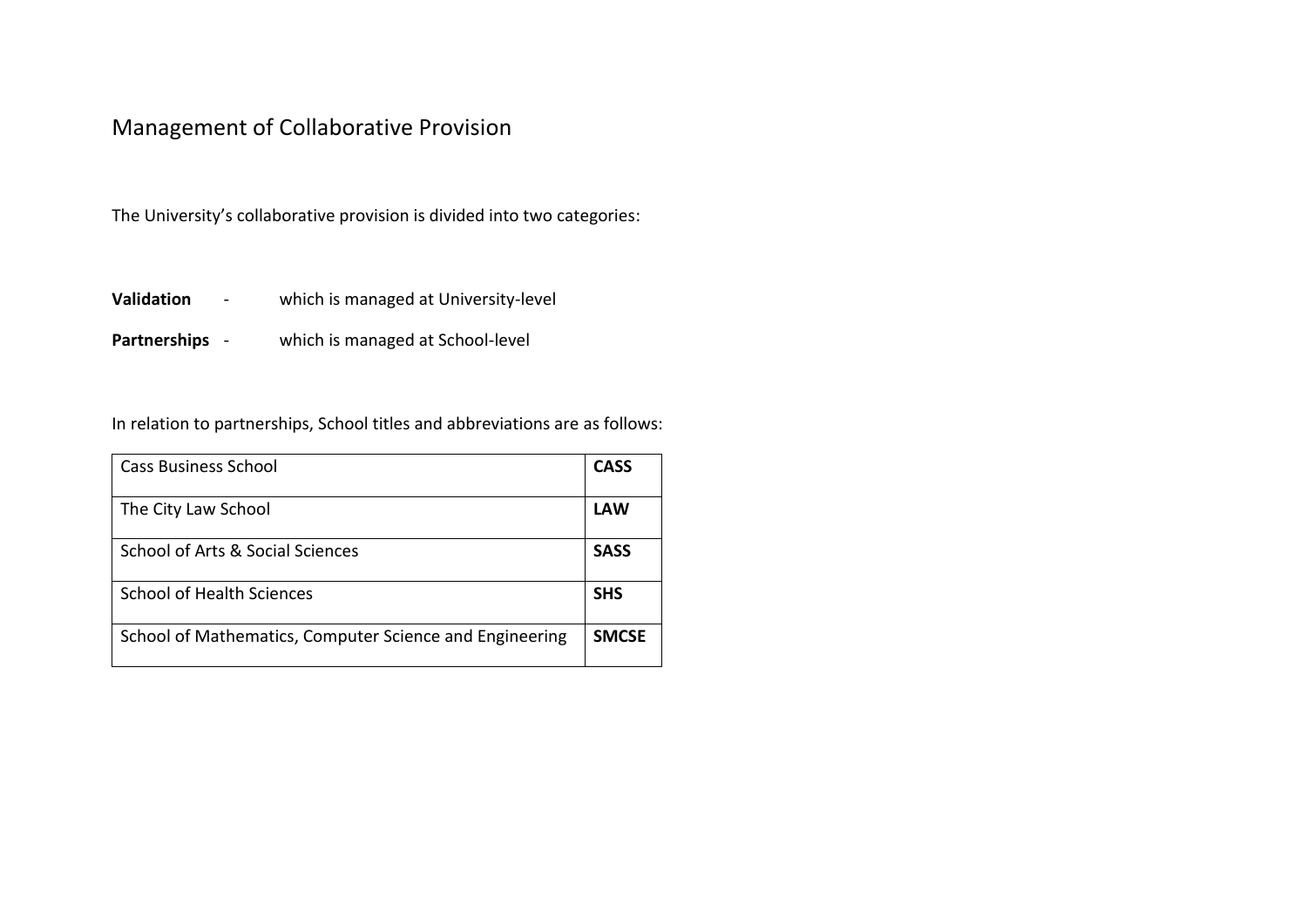# Management of Collaborative Provision

The University's collaborative provision is divided into two categories:

**Validation** - which is managed at University-level

**Partnerships** - which is managed at School-level

In relation to partnerships, School titles and abbreviations are as follows:

| | |
|---|---|
| Cass Business School | **CASS** |
| The City Law School | **LAW** |
| School of Arts & Social Sciences | **SASS** |
| School of Health Sciences | **SHS** |
| School of Mathematics, Computer Science and Engineering | **SMCSE** |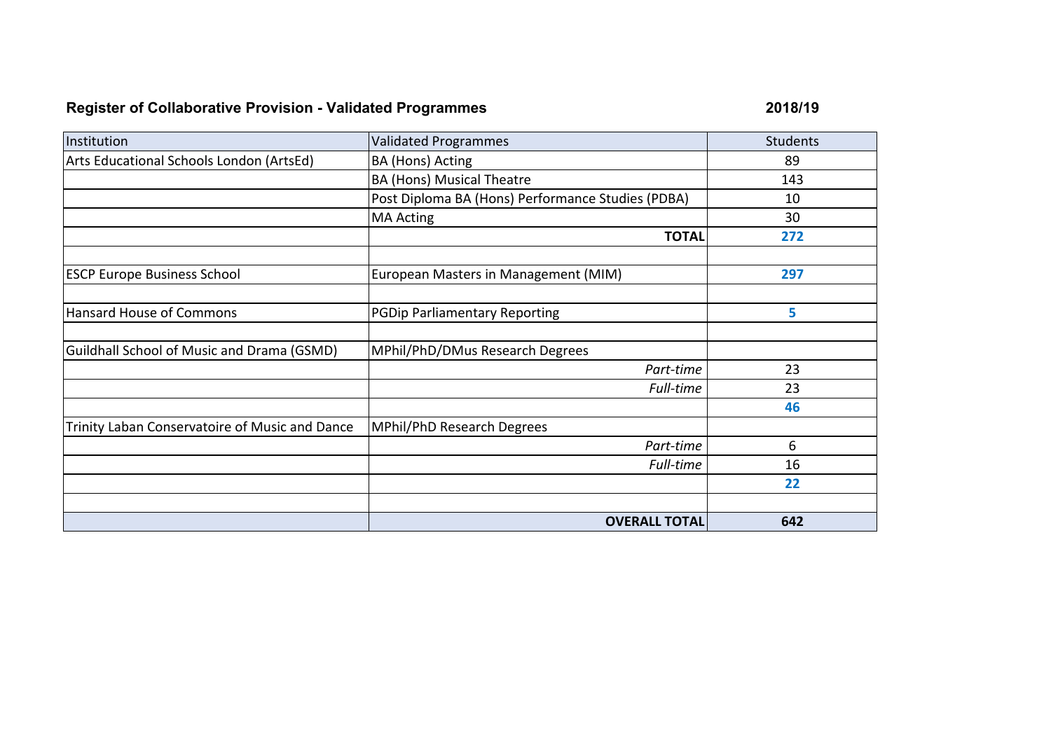## Register of Collaborative Provision - Validated Programmes

**2018/19**

| Institution | Validated Programmes | Students |
|---|---|---|
| Arts Educational Schools London (ArtsEd) | BA (Hons) Acting | 89 |
| | BA (Hons) Musical Theatre | 143 |
| | Post Diploma BA (Hons) Performance Studies (PDBA) | 10 |
| | MA Acting | 30 |
| | **TOTAL** | **272** |
| | | |
| ESCP Europe Business School | European Masters in Management (MIM) | **297** |
| | | |
| Hansard House of Commons | PGDip Parliamentary Reporting | **5** |
| | | |
| Guildhall School of Music and Drama (GSMD) | MPhil/PhD/DMus Research Degrees | |
| | *Part-time* | 23 |
| | *Full-time* | 23 |
| | | **46** |
| Trinity Laban Conservatoire of Music and Dance | MPhil/PhD Research Degrees | |
| | *Part-time* | 6 |
| | *Full-time* | 16 |
| | | **22** |
| | | |
| | **OVERALL TOTAL** | **642** |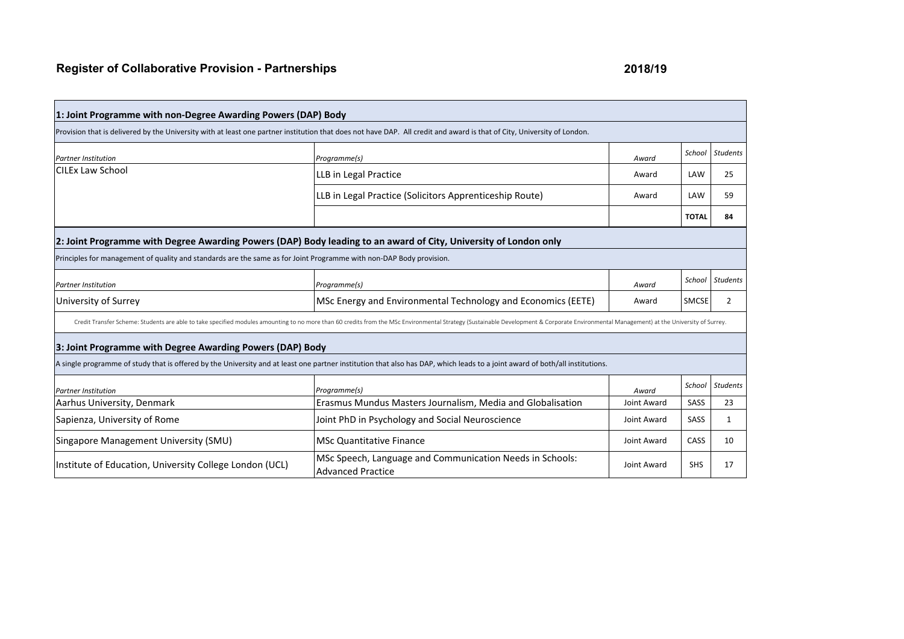# Register of Collaborative Provision - Partnerships

**2018/19**

## 1: Joint Programme with non-Degree Awarding Powers (DAP) Body

Provision that is delivered by the University with at least one partner institution that does not have DAP. All credit and award is that of City, University of London.

| *Partner Institution* | *Programme(s)* | *Award* | *School* | *Students* |
|---|---|---|---|---|
| CILEx Law School | LLB in Legal Practice | Award | LAW | 25 |
| | LLB in Legal Practice (Solicitors Apprenticeship Route) | Award | LAW | 59 |
| | | | **TOTAL** | **84** |

## 2: Joint Programme with Degree Awarding Powers (DAP) Body leading to an award of City, University of London only

Principles for management of quality and standards are the same as for Joint Programme with non-DAP Body provision.

| *Partner Institution* | *Programme(s)* | *Award* | *School* | *Students* |
|---|---|---|---|---|
| University of Surrey | MSc Energy and Environmental Technology and Economics (EETE) | Award | SMCSE | 2 |

Credit Transfer Scheme: Students are able to take specified modules amounting to no more than 60 credits from the MSc Environmental Strategy (Sustainable Development & Corporate Environmental Management) at the University of Surrey.

## 3: Joint Programme with Degree Awarding Powers (DAP) Body

A single programme of study that is offered by the University and at least one partner institution that also has DAP, which leads to a joint award of both/all institutions.

| *Partner Institution* | *Programme(s)* | *Award* | *School* | *Students* |
|---|---|---|---|---|
| Aarhus University, Denmark | Erasmus Mundus Masters Journalism, Media and Globalisation | Joint Award | SASS | 23 |
| Sapienza, University of Rome | Joint PhD in Psychology and Social Neuroscience | Joint Award | SASS | 1 |
| Singapore Management University (SMU) | MSc Quantitative Finance | Joint Award | CASS | 10 |
| Institute of Education, University College London (UCL) | MSc Speech, Language and Communication Needs in Schools: Advanced Practice | Joint Award | SHS | 17 |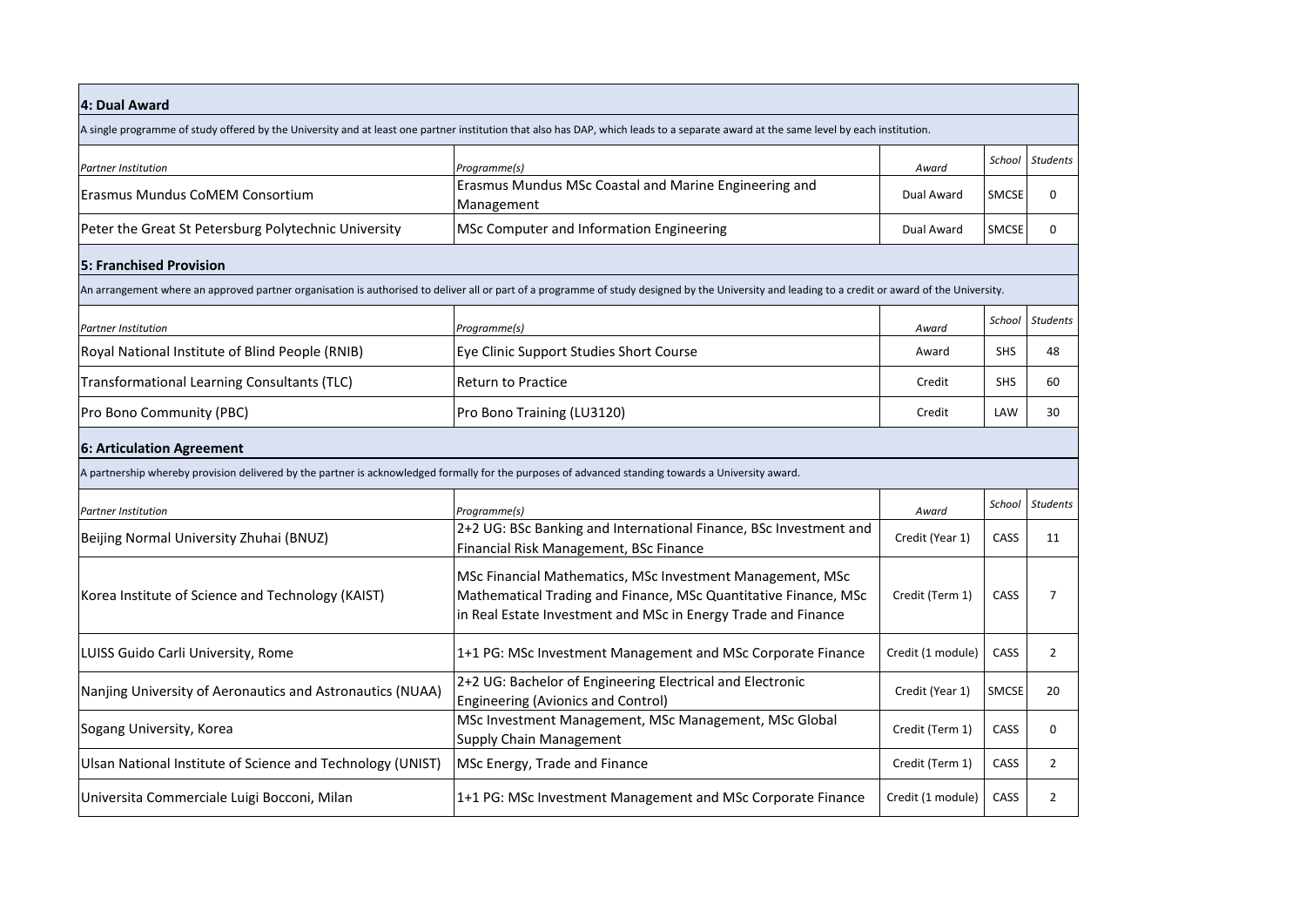## 4: Dual Award

A single programme of study offered by the University and at least one partner institution that also has DAP, which leads to a separate award at the same level by each institution.

| *Partner Institution* | *Programme(s)* | *Award* | *School* | *Students* |
|---|---|---|---|---|
| Erasmus Mundus CoMEM Consortium | Erasmus Mundus MSc Coastal and Marine Engineering and Management | Dual Award | SMCSE | 0 |
| Peter the Great St Petersburg Polytechnic University | MSc Computer and Information Engineering | Dual Award | SMCSE | 0 |

## 5: Franchised Provision

An arrangement where an approved partner organisation is authorised to deliver all or part of a programme of study designed by the University and leading to a credit or award of the University.

| *Partner Institution* | *Programme(s)* | *Award* | *School* | *Students* |
|---|---|---|---|---|
| Royal National Institute of Blind People (RNIB) | Eye Clinic Support Studies Short Course | Award | SHS | 48 |
| Transformational Learning Consultants (TLC) | Return to Practice | Credit | SHS | 60 |
| Pro Bono Community (PBC) | Pro Bono Training (LU3120) | Credit | LAW | 30 |

## 6: Articulation Agreement

A partnership whereby provision delivered by the partner is acknowledged formally for the purposes of advanced standing towards a University award.

| *Partner Institution* | *Programme(s)* | *Award* | *School* | *Students* |
|---|---|---|---|---|
| Beijing Normal University Zhuhai (BNUZ) | 2+2 UG: BSc Banking and International Finance, BSc Investment and Financial Risk Management, BSc Finance | Credit (Year 1) | CASS | 11 |
| Korea Institute of Science and Technology (KAIST) | MSc Financial Mathematics, MSc Investment Management, MSc Mathematical Trading and Finance, MSc Quantitative Finance, MSc in Real Estate Investment and MSc in Energy Trade and Finance | Credit (Term 1) | CASS | 7 |
| LUISS Guido Carli University, Rome | 1+1 PG: MSc Investment Management and MSc Corporate Finance | Credit (1 module) | CASS | 2 |
| Nanjing University of Aeronautics and Astronautics (NUAA) | 2+2 UG: Bachelor of Engineering Electrical and Electronic Engineering (Avionics and Control) | Credit (Year 1) | SMCSE | 20 |
| Sogang University, Korea | MSc Investment Management, MSc Management, MSc Global Supply Chain Management | Credit (Term 1) | CASS | 0 |
| Ulsan National Institute of Science and Technology (UNIST) | MSc Energy, Trade and Finance | Credit (Term 1) | CASS | 2 |
| Universita Commerciale Luigi Bocconi, Milan | 1+1 PG: MSc Investment Management and MSc Corporate Finance | Credit (1 module) | CASS | 2 |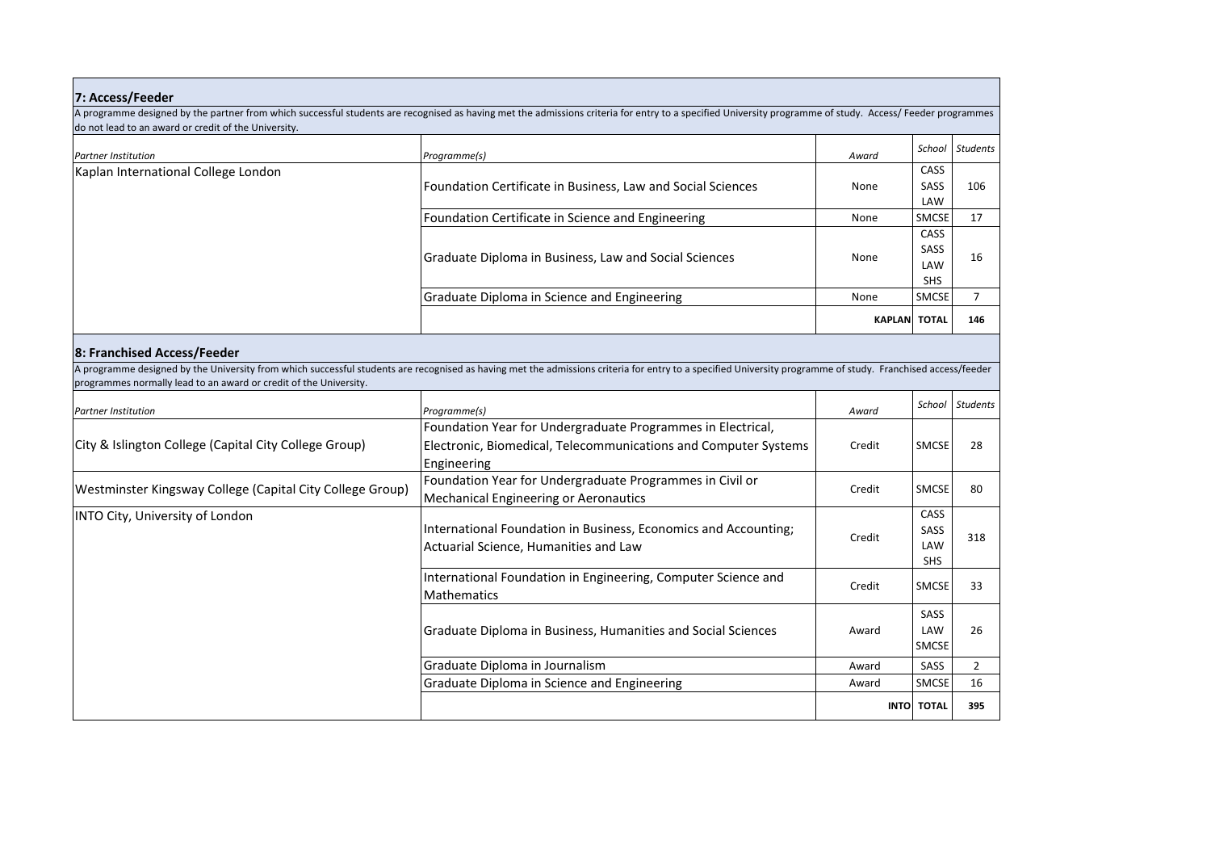## 7: Access/Feeder

A programme designed by the partner from which successful students are recognised as having met the admissions criteria for entry to a specified University programme of study. Access/ Feeder programmes do not lead to an award or credit of the University.

| *Partner Institution* | *Programme(s)* | *Award* | *School* | *Students* |
|---|---|---|---|---|
| Kaplan International College London | Foundation Certificate in Business, Law and Social Sciences | None | CASS SASS LAW | 106 |
| | Foundation Certificate in Science and Engineering | None | SMCSE | 17 |
| | Graduate Diploma in Business, Law and Social Sciences | None | CASS SASS LAW SHS | 16 |
| | Graduate Diploma in Science and Engineering | None | SMCSE | 7 |
| | | **KAPLAN** | **TOTAL** | **146** |

## 8: Franchised Access/Feeder

A programme designed by the University from which successful students are recognised as having met the admissions criteria for entry to a specified University programme of study. Franchised access/feeder programmes normally lead to an award or credit of the University.

| *Partner Institution* | *Programme(s)* | *Award* | *School* | *Students* |
|---|---|---|---|---|
| City & Islington College (Capital City College Group) | Foundation Year for Undergraduate Programmes in Electrical, Electronic, Biomedical, Telecommunications and Computer Systems Engineering | Credit | SMCSE | 28 |
| Westminster Kingsway College (Capital City College Group) | Foundation Year for Undergraduate Programmes in Civil or Mechanical Engineering or Aeronautics | Credit | SMCSE | 80 |
| INTO City, University of London | International Foundation in Business, Economics and Accounting; Actuarial Science, Humanities and Law | Credit | CASS SASS LAW SHS | 318 |
| | International Foundation in Engineering, Computer Science and Mathematics | Credit | SMCSE | 33 |
| | Graduate Diploma in Business, Humanities and Social Sciences | Award | SASS LAW SMCSE | 26 |
| | Graduate Diploma in Journalism | Award | SASS | 2 |
| | Graduate Diploma in Science and Engineering | Award | SMCSE | 16 |
| | | **INTO** | **TOTAL** | **395** |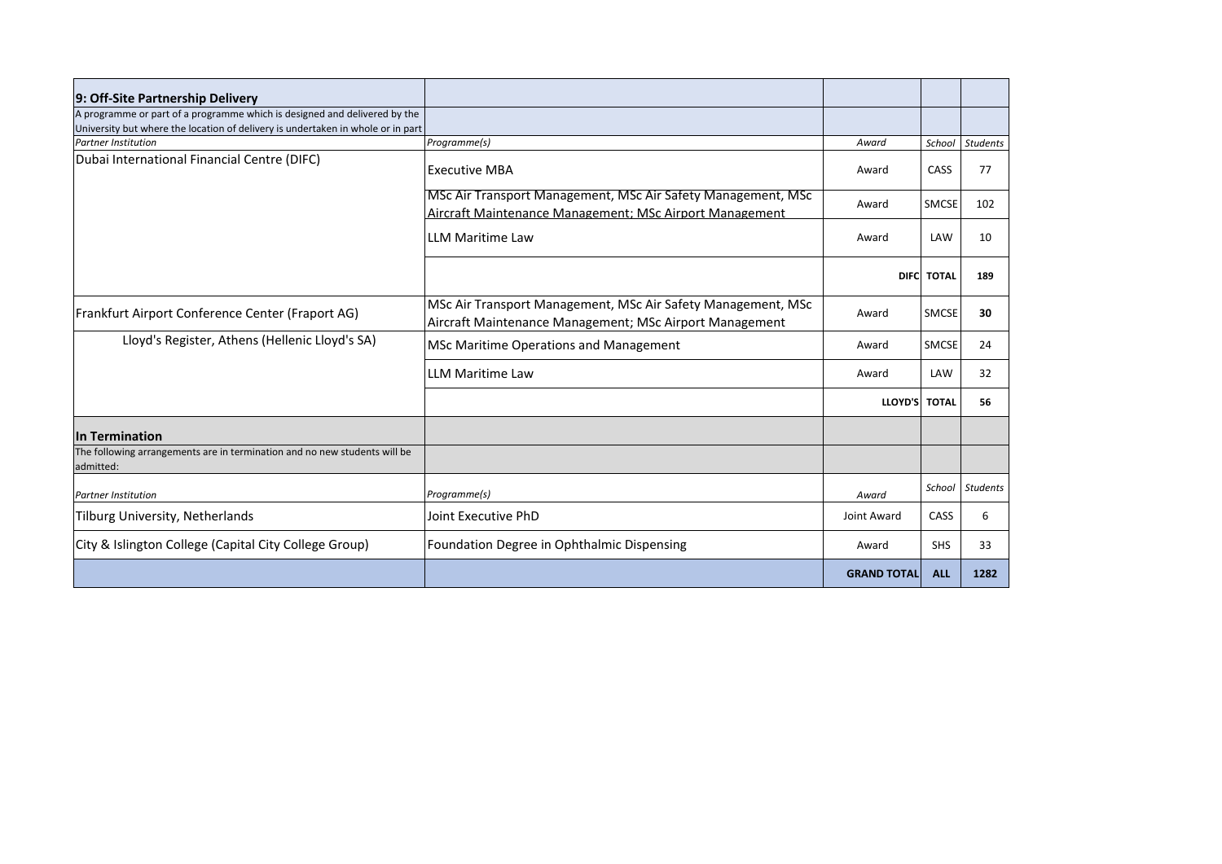| 9: Off-Site Partnership Delivery | | | | |
|---|---|---|---|---|
| A programme or part of a programme which is designed and delivered by the University but where the location of delivery is undertaken in whole or in part | | | | |
| *Partner Institution* | *Programme(s)* | *Award* | *School* | *Students* |
| Dubai International Financial Centre (DIFC) | Executive MBA | Award | CASS | 77 |
| | MSc Air Transport Management, MSc Air Safety Management, MSc Aircraft Maintenance Management; MSc Airport Management | Award | SMCSE | 102 |
| | LLM Maritime Law | Award | LAW | 10 |
| | | **DIFC** | **TOTAL** | **189** |
| Frankfurt Airport Conference Center (Fraport AG) | MSc Air Transport Management, MSc Air Safety Management, MSc Aircraft Maintenance Management; MSc Airport Management | Award | SMCSE | **30** |
| Lloyd's Register, Athens (Hellenic Lloyd's SA) | MSc Maritime Operations and Management | Award | SMCSE | 24 |
| | LLM Maritime Law | Award | LAW | 32 |
| | | **LLOYD'S** | **TOTAL** | **56** |
| **In Termination** | | | | |
| The following arrangements are in termination and no new students will be admitted: | | | | |
| *Partner Institution* | *Programme(s)* | *Award* | *School* | *Students* |
| Tilburg University, Netherlands | Joint Executive PhD | Joint Award | CASS | 6 |
| City & Islington College (Capital City College Group) | Foundation Degree in Ophthalmic Dispensing | Award | SHS | 33 |
| | | **GRAND TOTAL** | **ALL** | **1282** |